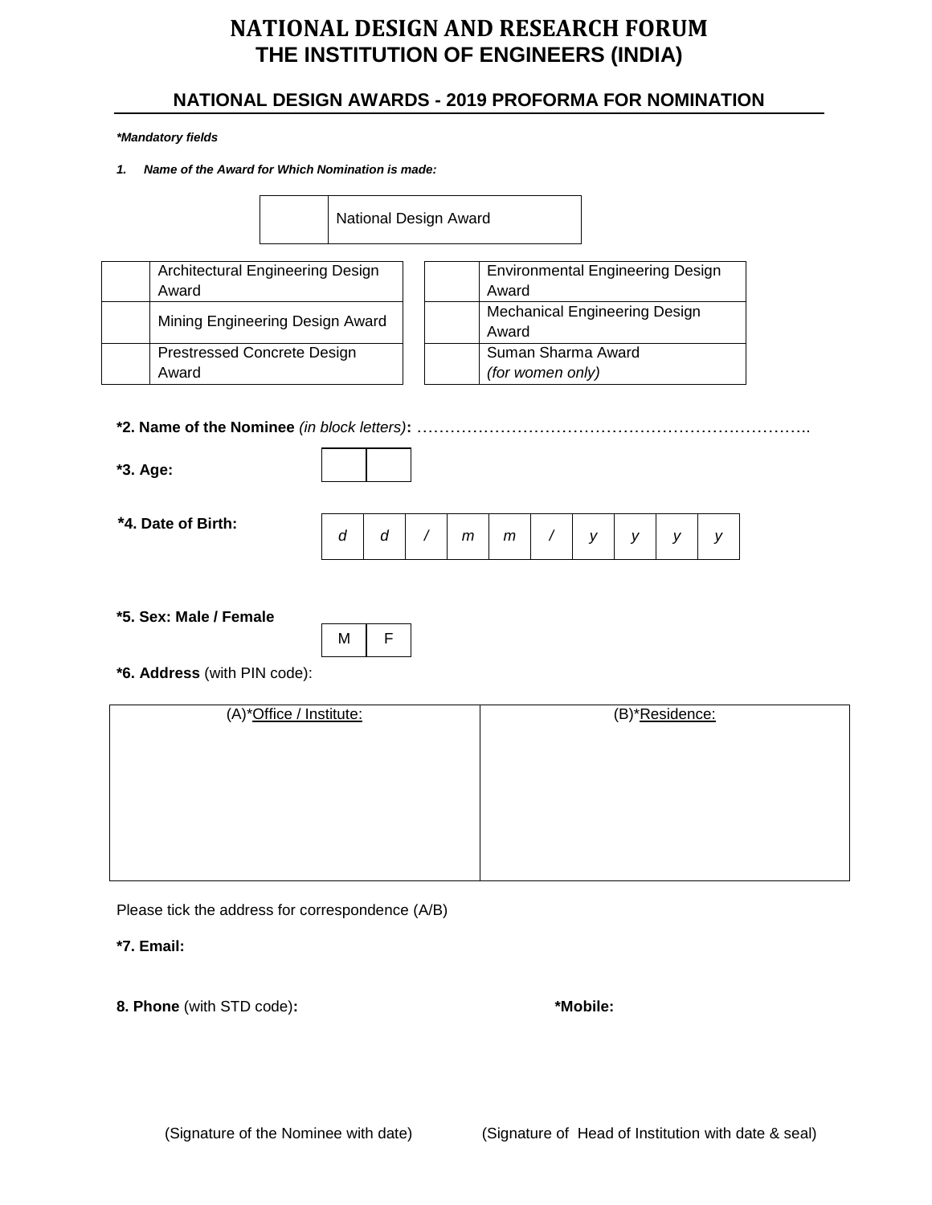# NATIONAL DESIGN AND RESEARCH FORUM

## THE INSTITUTION OF ENGINEERS (INDIA)

### NATIONAL DESIGN AWARDS - 2019 PROFORMA FOR NOMINATION

***Mandatory fields***

***1. Name of the Award for Which Nomination is made:***

| | |
|---|---|
| | National Design Award |

| | | | |
|---|---|---|---|
| | Architectural Engineering Design Award | | Environmental Engineering Design Award |
| | Mining Engineering Design Award | | Mechanical Engineering Design Award |
| | Prestressed Concrete Design Award | | Suman Sharma Award *(for women only)* |

**\*2. Name of the Nominee** *(in block letters)***:** ……………………………………………………………….

**\*3. Age:**

| | |
|---|---|
| | |

**\*4. Date of Birth:**

| | | | | | | | | | |
|---|---|---|---|---|---|---|---|---|---|
| *d* | *d* | */* | *m* | *m* | */* | *y* | *y* | *y* | *y* |

**\*5. Sex: Male / Female**

| | |
|---|---|
| M | F |

**\*6. Address** (with PIN code):

| (A)\*Office / Institute: | (B)\*Residence: |
|---|---|
| | |

Please tick the address for correspondence (A/B)

**\*7. Email:**

**8. Phone** (with STD code)**:**

**\*Mobile:**

(Signature of the Nominee with date)

(Signature of Head of Institution with date & seal)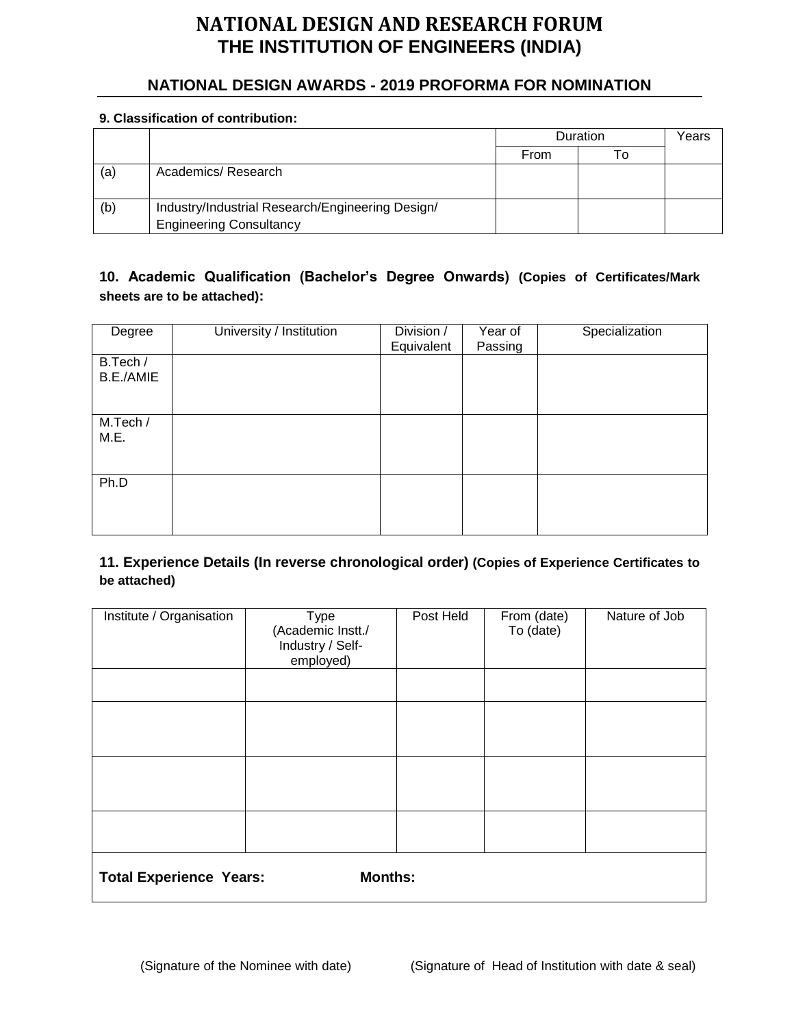# NATIONAL DESIGN AND RESEARCH FORUM
## THE INSTITUTION OF ENGINEERS (INDIA)

### NATIONAL DESIGN AWARDS - 2019 PROFORMA FOR NOMINATION

**9. Classification of contribution:**

| | | Duration | | Years |
|---|---|---|---|---|
| | | From | To | |
| (a) | Academics/ Research | | | |
| (b) | Industry/Industrial Research/Engineering Design/ Engineering Consultancy | | | |

**10. Academic Qualification (Bachelor's Degree Onwards) (Copies of Certificates/Mark sheets are to be attached):**

| Degree | University / Institution | Division / Equivalent | Year of Passing | Specialization |
|---|---|---|---|---|
| B.Tech / B.E./AMIE | | | | |
| M.Tech / M.E. | | | | |
| Ph.D | | | | |

**11. Experience Details (In reverse chronological order) (Copies of Experience Certificates to be attached)**

| Institute / Organisation | Type (Academic Instt./ Industry / Self-employed) | Post Held | From (date) To (date) | Nature of Job |
|---|---|---|---|---|
| | | | | |
| | | | | |
| | | | | |
| | | | | |
| **Total Experience Years:** | **Months:** | | | |

(Signature of the Nominee with date) (Signature of Head of Institution with date & seal)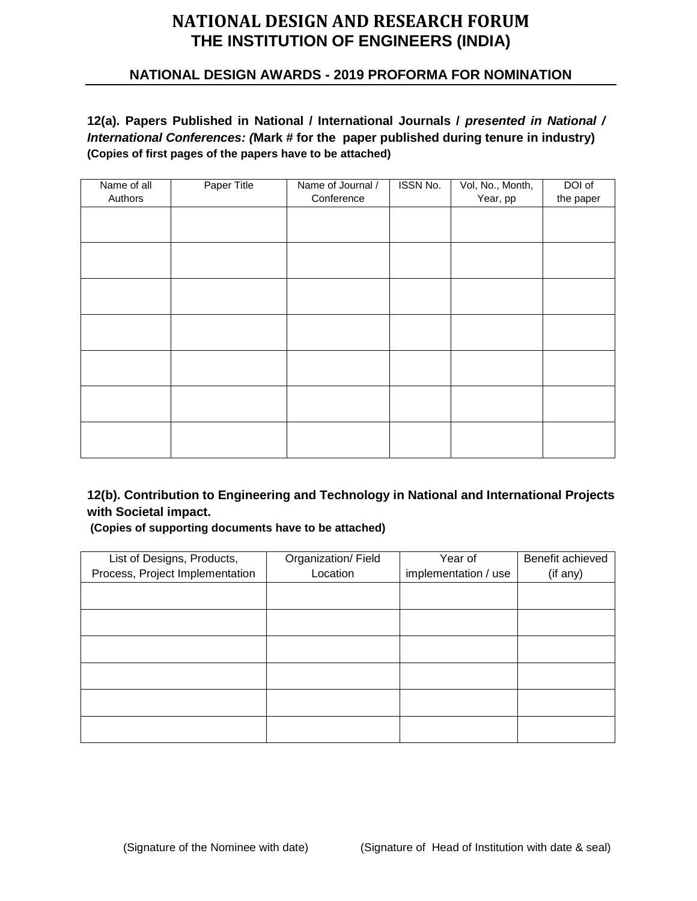# NATIONAL DESIGN AND RESEARCH FORUM
## THE INSTITUTION OF ENGINEERS (INDIA)

### NATIONAL DESIGN AWARDS - 2019 PROFORMA FOR NOMINATION

**12(a). Papers Published in National / International Journals /** ***presented in National / International Conferences: (*****Mark # for the paper published during tenure in industry)**
**(Copies of first pages of the papers have to be attached)**

| Name of all Authors | Paper Title | Name of Journal / Conference | ISSN No. | Vol, No., Month, Year, pp | DOI of the paper |
|---|---|---|---|---|---|
| | | | | | |
| | | | | | |
| | | | | | |
| | | | | | |
| | | | | | |
| | | | | | |
| | | | | | |

**12(b). Contribution to Engineering and Technology in National and International Projects with Societal impact.**
**(Copies of supporting documents have to be attached)**

| List of Designs, Products, Process, Project Implementation | Organization/ Field Location | Year of implementation / use | Benefit achieved (if any) |
|---|---|---|---|
| | | | |
| | | | |
| | | | |
| | | | |
| | | | |
| | | | |

(Signature of the Nominee with date) (Signature of Head of Institution with date & seal)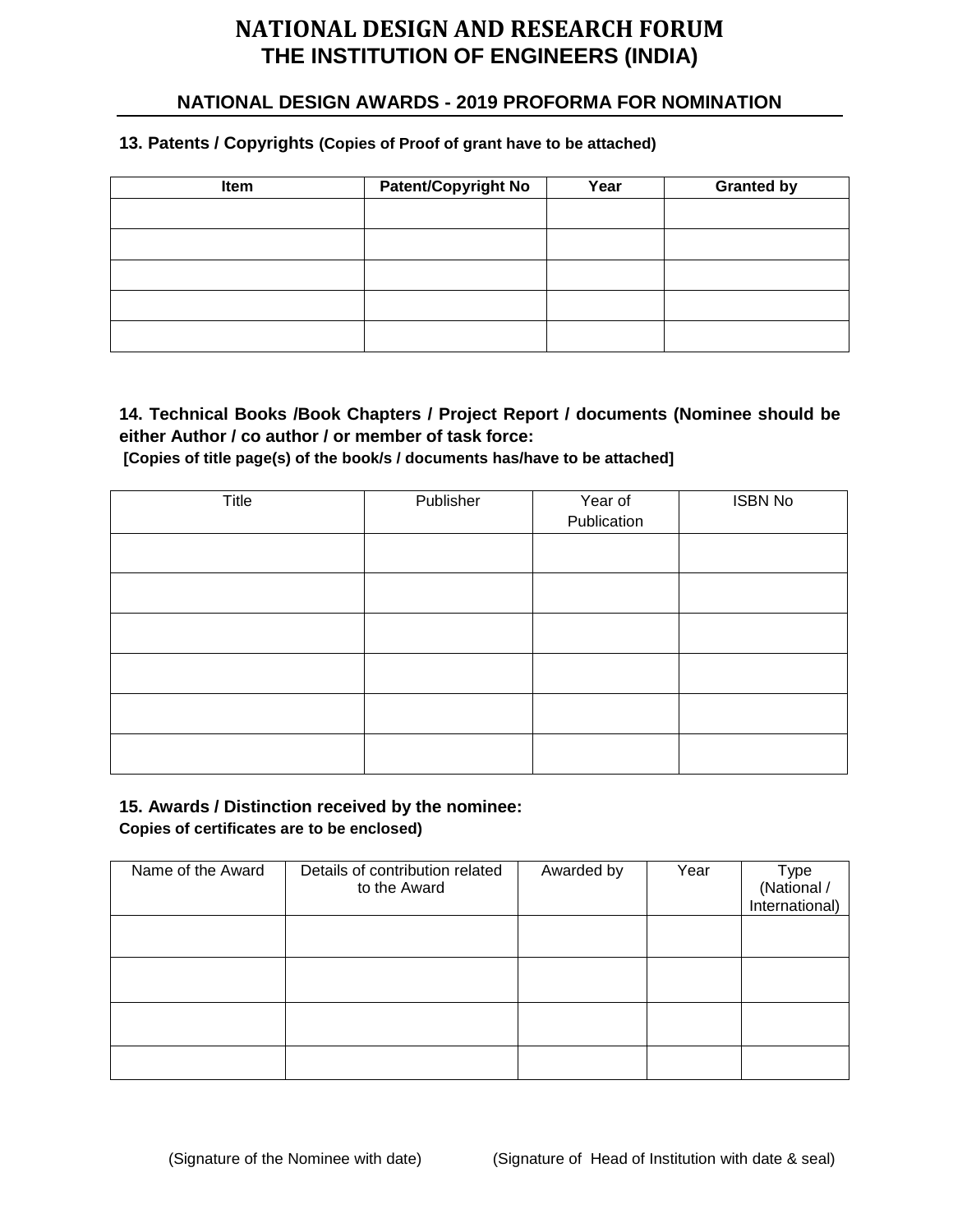# NATIONAL DESIGN AND RESEARCH FORUM
## THE INSTITUTION OF ENGINEERS (INDIA)

### NATIONAL DESIGN AWARDS - 2019 PROFORMA FOR NOMINATION

**13. Patents / Copyrights (Copies of Proof of grant have to be attached)**

| Item | Patent/Copyright No | Year | Granted by |
|---|---|---|---|
| | | | |
| | | | |
| | | | |
| | | | |
| | | | |

**14. Technical Books /Book Chapters / Project Report / documents (Nominee should be either Author / co author / or member of task force:**
**[Copies of title page(s) of the book/s / documents has/have to be attached]**

| Title | Publisher | Year of Publication | ISBN No |
|---|---|---|---|
| | | | |
| | | | |
| | | | |
| | | | |
| | | | |
| | | | |

**15. Awards / Distinction received by the nominee:**
**Copies of certificates are to be enclosed)**

| Name of the Award | Details of contribution related to the Award | Awarded by | Year | Type (National / International) |
|---|---|---|---|---|
| | | | | |
| | | | | |
| | | | | |
| | | | | |

(Signature of the Nominee with date) (Signature of Head of Institution with date & seal)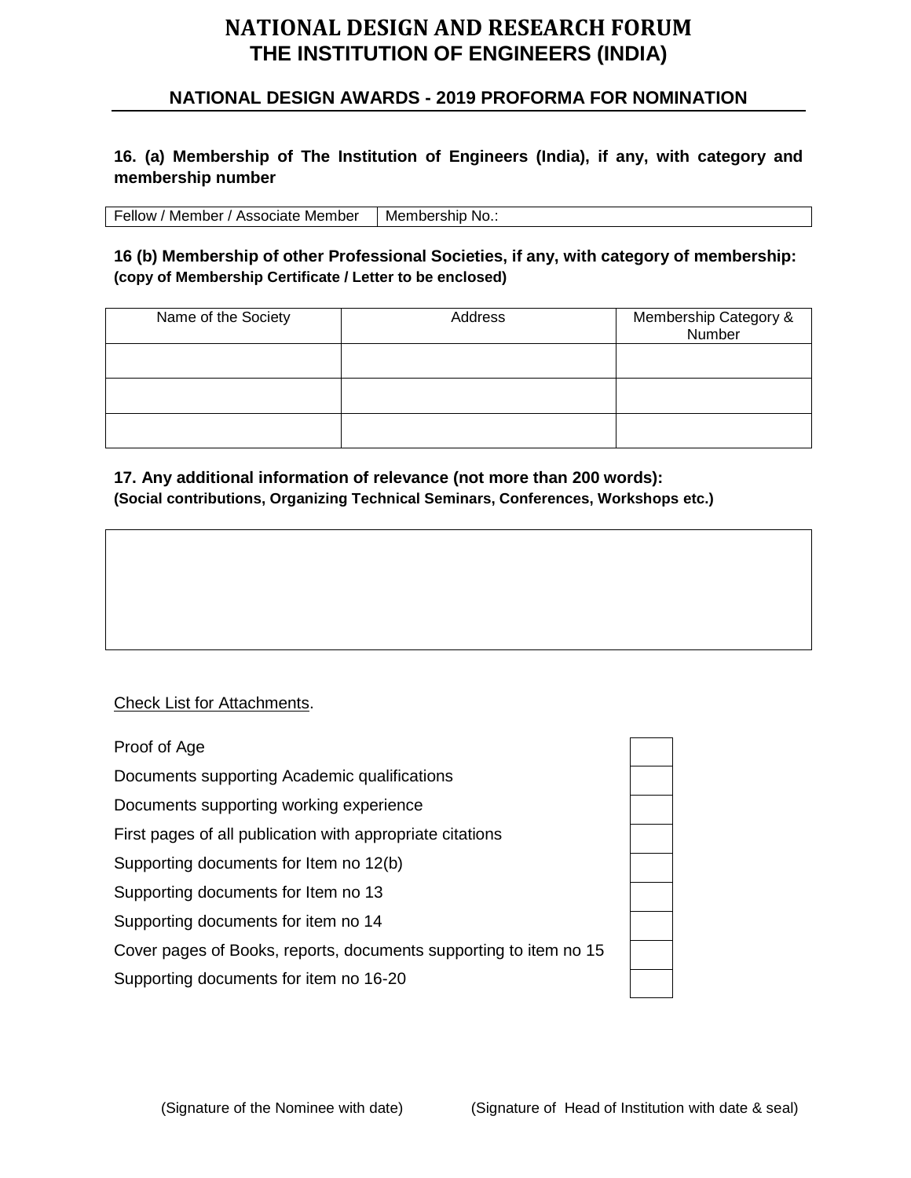# NATIONAL DESIGN AND RESEARCH FORUM
## THE INSTITUTION OF ENGINEERS (INDIA)

### NATIONAL DESIGN AWARDS - 2019 PROFORMA FOR NOMINATION

**16. (a) Membership of The Institution of Engineers (India), if any, with category and membership number**

| | |
|---|---|
| Fellow / Member / Associate Member | Membership No.: |

**16 (b) Membership of other Professional Societies, if any, with category of membership:**
**(copy of Membership Certificate / Letter to be enclosed)**

| Name of the Society | Address | Membership Category & Number |
|---|---|---|
| | | |
| | | |
| | | |

**17. Any additional information of relevance (not more than 200 words):**
**(Social contributions, Organizing Technical Seminars, Conferences, Workshops etc.)**

| |
|---|
| |

Check List for Attachments.

| | |
|---|---|
| Proof of Age | |
| Documents supporting Academic qualifications | |
| Documents supporting working experience | |
| First pages of all publication with appropriate citations | |
| Supporting documents for Item no 12(b) | |
| Supporting documents for Item no 13 | |
| Supporting documents for item no 14 | |
| Cover pages of Books, reports, documents supporting to item no 15 | |
| Supporting documents for item no 16-20 | |

(Signature of the Nominee with date) (Signature of Head of Institution with date & seal)